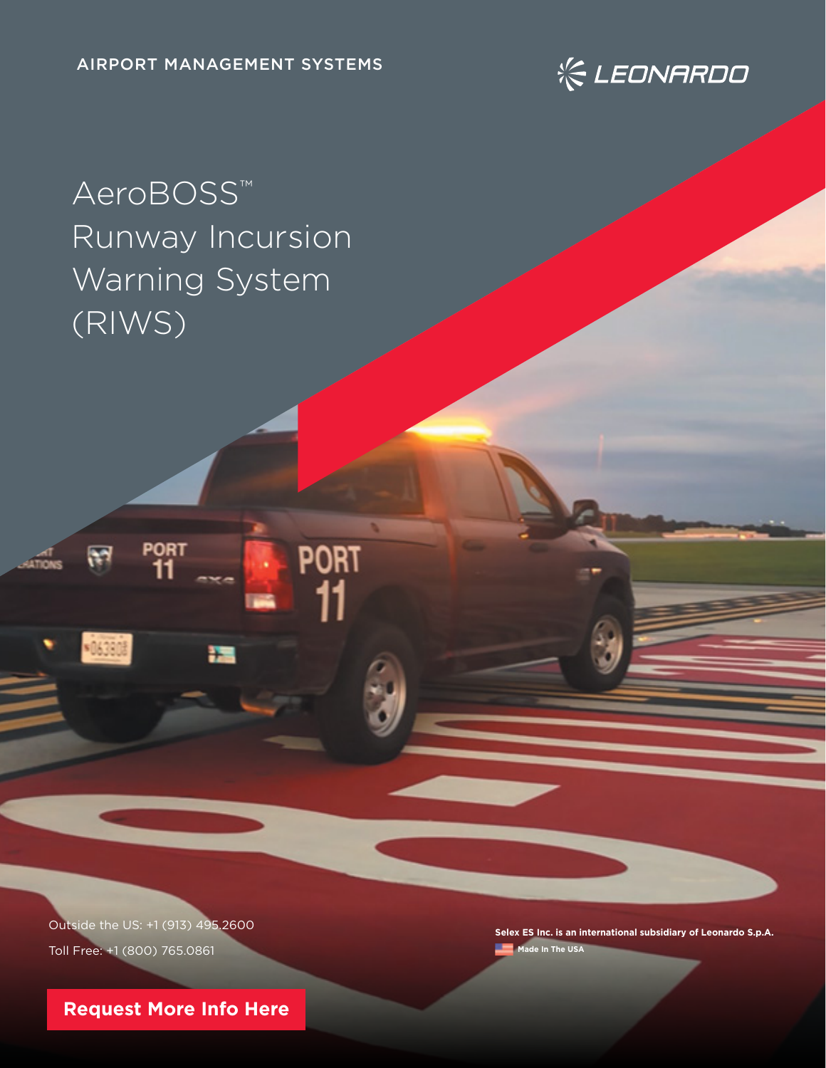AIRPORT MANAGEMENT SYSTEMS

LEONARDO

# AeroBOSS™ Runway Incursion Warning System (RIWS)

Outside the US: +1 (913) 495.2600

Toll Free: +1 (800) 765.0861

**Selex ES Inc. is an international subsidiary of Leonardo S.p.A.**

**Made In The USA**

**Request More Info Here**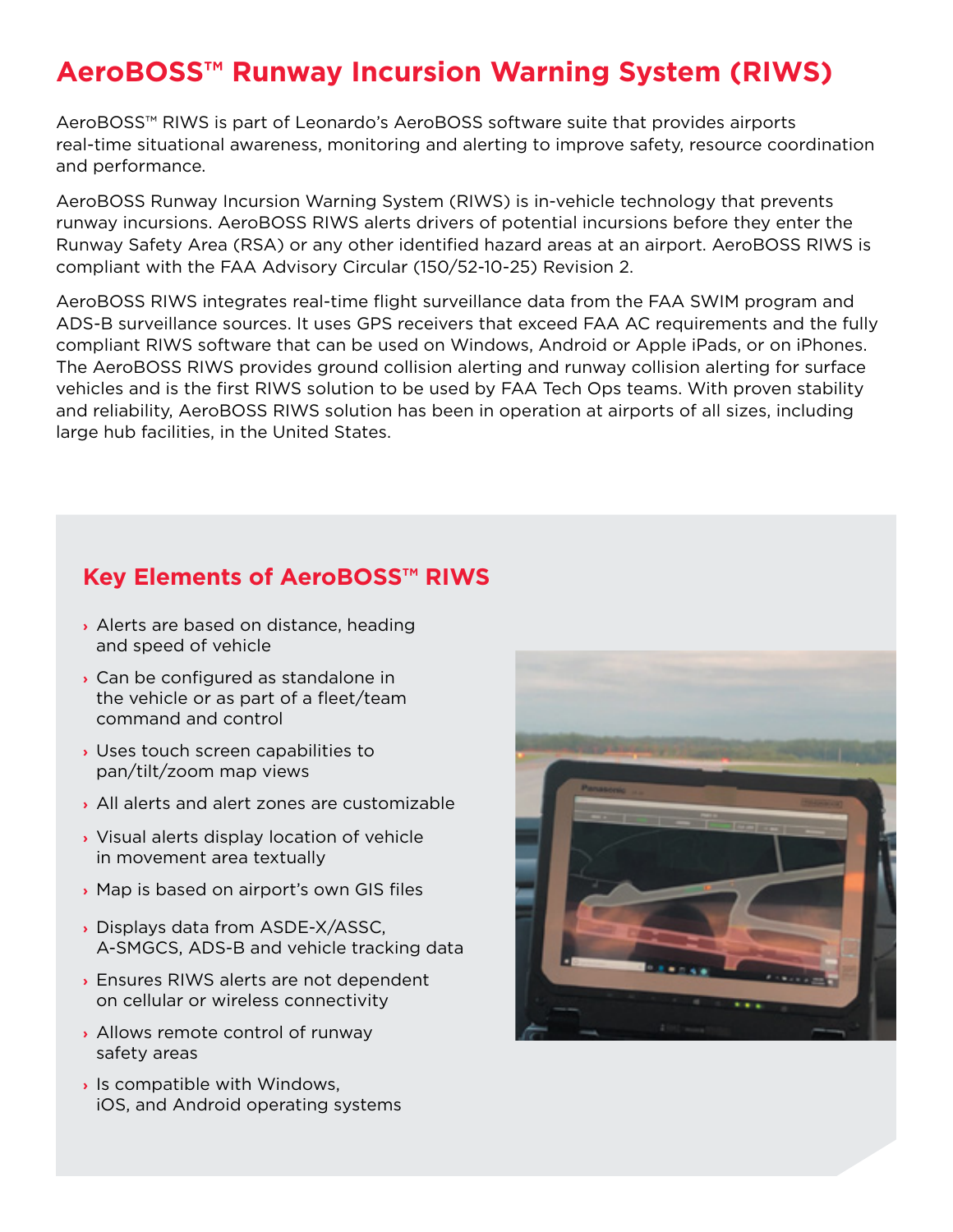# AeroBOSS™ Runway Incursion Warning System (RIWS)

AeroBOSS™ RIWS is part of Leonardo's AeroBOSS software suite that provides airports real-time situational awareness, monitoring and alerting to improve safety, resource coordination and performance.

AeroBOSS Runway Incursion Warning System (RIWS) is in-vehicle technology that prevents runway incursions. AeroBOSS RIWS alerts drivers of potential incursions before they enter the Runway Safety Area (RSA) or any other identified hazard areas at an airport. AeroBOSS RIWS is compliant with the FAA Advisory Circular (150/52-10-25) Revision 2.

AeroBOSS RIWS integrates real-time flight surveillance data from the FAA SWIM program and ADS-B surveillance sources. It uses GPS receivers that exceed FAA AC requirements and the fully compliant RIWS software that can be used on Windows, Android or Apple iPads, or on iPhones. The AeroBOSS RIWS provides ground collision alerting and runway collision alerting for surface vehicles and is the first RIWS solution to be used by FAA Tech Ops teams. With proven stability and reliability, AeroBOSS RIWS solution has been in operation at airports of all sizes, including large hub facilities, in the United States.

## Key Elements of AeroBOSS™ RIWS

- Alerts are based on distance, heading and speed of vehicle
- Can be configured as standalone in the vehicle or as part of a fleet/team command and control
- Uses touch screen capabilities to pan/tilt/zoom map views
- All alerts and alert zones are customizable
- Visual alerts display location of vehicle in movement area textually
- Map is based on airport's own GIS files
- Displays data from ASDE-X/ASSC, A-SMGCS, ADS-B and vehicle tracking data
- Ensures RIWS alerts are not dependent on cellular or wireless connectivity
- Allows remote control of runway safety areas
- Is compatible with Windows, iOS, and Android operating systems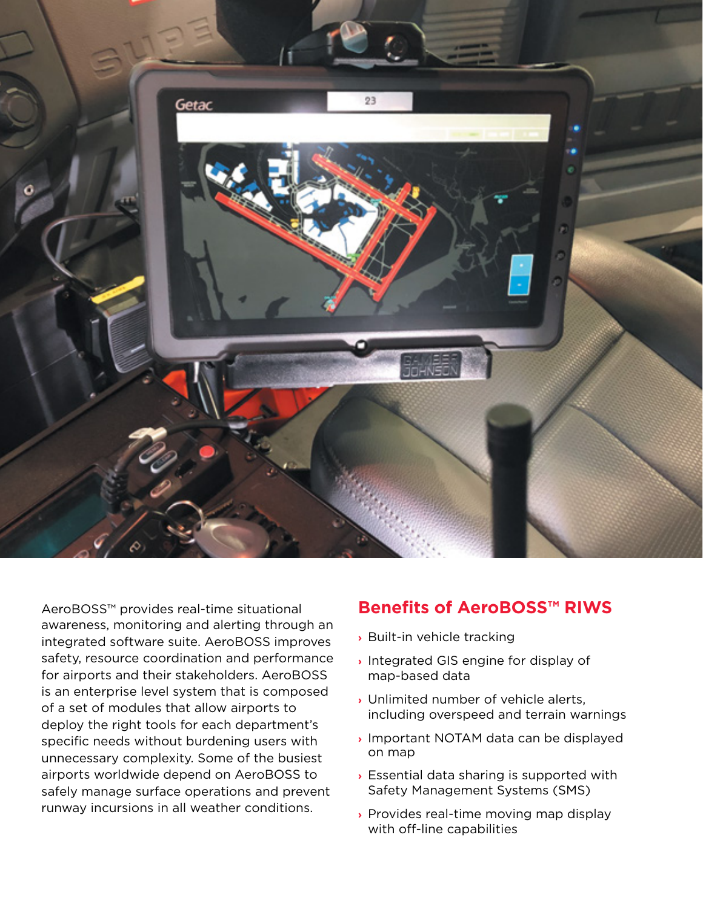AeroBOSS™ provides real-time situational awareness, monitoring and alerting through an integrated software suite. AeroBOSS improves safety, resource coordination and performance for airports and their stakeholders. AeroBOSS is an enterprise level system that is composed of a set of modules that allow airports to deploy the right tools for each department's specific needs without burdening users with unnecessary complexity. Some of the busiest airports worldwide depend on AeroBOSS to safely manage surface operations and prevent runway incursions in all weather conditions.

## Benefits of AeroBOSS™ RIWS

- Built-in vehicle tracking
- Integrated GIS engine for display of map-based data
- Unlimited number of vehicle alerts, including overspeed and terrain warnings
- Important NOTAM data can be displayed on map
- Essential data sharing is supported with Safety Management Systems (SMS)
- Provides real-time moving map display with off-line capabilities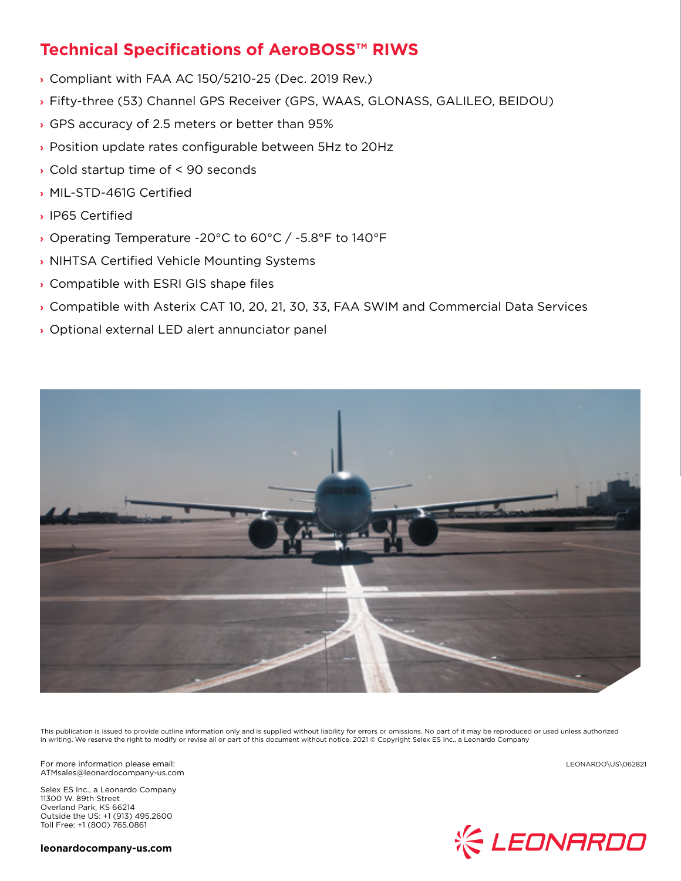## Technical Specifications of AeroBOSS™ RIWS

- Compliant with FAA AC 150/5210-25 (Dec. 2019 Rev.)
- Fifty-three (53) Channel GPS Receiver (GPS, WAAS, GLONASS, GALILEO, BEIDOU)
- GPS accuracy of 2.5 meters or better than 95%
- Position update rates configurable between 5Hz to 20Hz
- Cold startup time of < 90 seconds
- MIL-STD-461G Certified
- IP65 Certified
- Operating Temperature -20°C to 60°C / -5.8°F to 140°F
- NIHTSA Certified Vehicle Mounting Systems
- Compatible with ESRI GIS shape files
- Compatible with Asterix CAT 10, 20, 21, 30, 33, FAA SWIM and Commercial Data Services
- Optional external LED alert annunciator panel

This publication is issued to provide outline information only and is supplied without liability for errors or omissions. No part of it may be reproduced or used unless authorized in writing. We reserve the right to modify or revise all or part of this document without notice. 2021 © Copyright Selex ES Inc., a Leonardo Company

For more information please email:
ATMsales@leonardocompany-us.com

LEONARDO\US\062821

Selex ES Inc., a Leonardo Company
11300 W. 89th Street
Overland Park, KS 66214
Outside the US: +1 (913) 495.2600
Toll Free: +1 (800) 765.0861

**leonardocompany-us.com**

LEONARDO